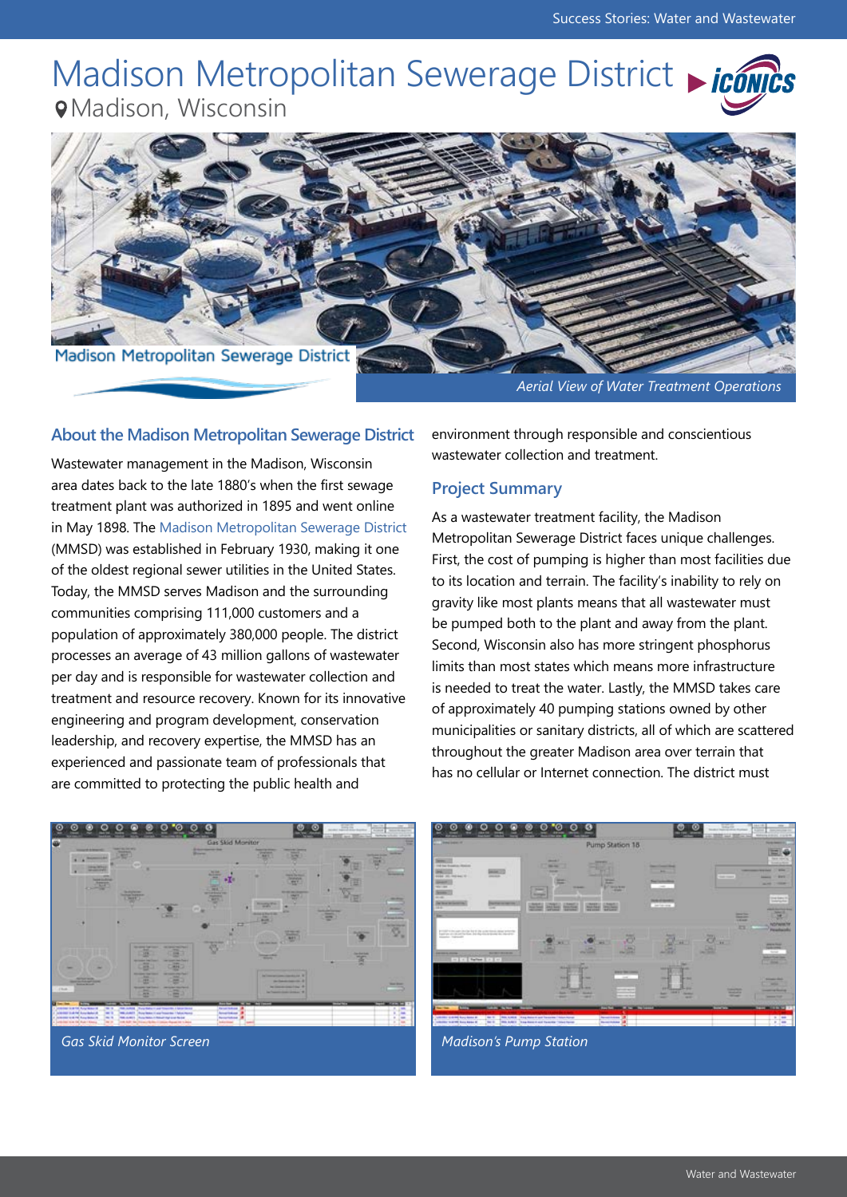# Madison Metropolitan Sewerage District

Madison, Wisconsin

Aerial View of Water Treatment Operations

## About the Madison Metropolitan Sewerage District

Wastewater management in the Madison, Wisconsin area dates back to the late 1880's when the first sewage treatment plant was authorized in 1895 and went online in May 1898. The Madison Metropolitan Sewerage District (MMSD) was established in February 1930, making it one of the oldest regional sewer utilities in the United States. Today, the MMSD serves Madison and the surrounding communities comprising 111,000 customers and a population of approximately 380,000 people. The district processes an average of 43 million gallons of wastewater per day and is responsible for wastewater collection and treatment and resource recovery. Known for its innovative engineering and program development, conservation leadership, and recovery expertise, the MMSD has an experienced and passionate team of professionals that are committed to protecting the public health and environment through responsible and conscientious wastewater collection and treatment.

## Project Summary

As a wastewater treatment facility, the Madison Metropolitan Sewerage District faces unique challenges. First, the cost of pumping is higher than most facilities due to its location and terrain. The facility's inability to rely on gravity like most plants means that all wastewater must be pumped both to the plant and away from the plant. Second, Wisconsin also has more stringent phosphorus limits than most states which means more infrastructure is needed to treat the water. Lastly, the MMSD takes care of approximately 40 pumping stations owned by other municipalities or sanitary districts, all of which are scattered throughout the greater Madison area over terrain that has no cellular or Internet connection. The district must

*Gas Skid Monitor Screen*

*Madison's Pump Station*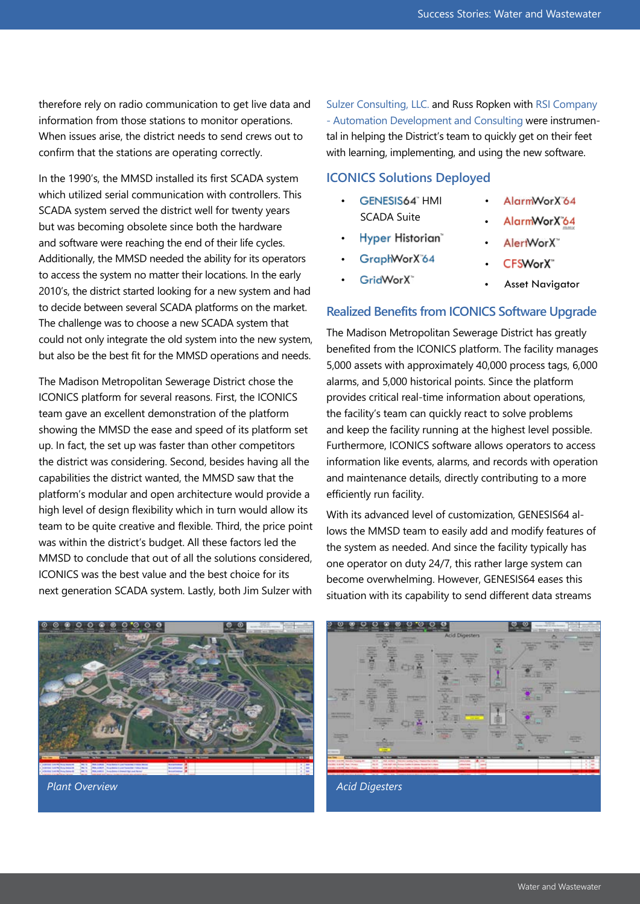therefore rely on radio communication to get live data and information from those stations to monitor operations. When issues arise, the district needs to send crews out to confirm that the stations are operating correctly.

In the 1990's, the MMSD installed its first SCADA system which utilized serial communication with controllers. This SCADA system served the district well for twenty years but was becoming obsolete since both the hardware and software were reaching the end of their life cycles. Additionally, the MMSD needed the ability for its operators to access the system no matter their locations. In the early 2010's, the district started looking for a new system and had to decide between several SCADA platforms on the market. The challenge was to choose a new SCADA system that could not only integrate the old system into the new system, but also be the best fit for the MMSD operations and needs.

The Madison Metropolitan Sewerage District chose the ICONICS platform for several reasons. First, the ICONICS team gave an excellent demonstration of the platform showing the MMSD the ease and speed of its platform set up. In fact, the set up was faster than other competitors the district was considering. Second, besides having all the capabilities the district wanted, the MMSD saw that the platform's modular and open architecture would provide a high level of design flexibility which in turn would allow its team to be quite creative and flexible. Third, the price point was within the district's budget. All these factors led the MMSD to conclude that out of all the solutions considered, ICONICS was the best value and the best choice for its next generation SCADA system. Lastly, both Jim Sulzer with Sulzer Consulting, LLC. and Russ Ropken with RSI Company - Automation Development and Consulting were instrumental in helping the District's team to quickly get on their feet with learning, implementing, and using the new software.

## ICONICS Solutions Deployed

- GENESIS64™ HMI SCADA Suite
- Hyper Historian™
- GraphWorX™64
- GridWorX™
- AlarmWorX™64
- AlarmWorX™64 MMX
- AlertWorX™
- CFSWorX™
- Asset Navigator

## Realized Benefits from ICONICS Software Upgrade

The Madison Metropolitan Sewerage District has greatly benefited from the ICONICS platform. The facility manages 5,000 assets with approximately 40,000 process tags, 6,000 alarms, and 5,000 historical points. Since the platform provides critical real-time information about operations, the facility's team can quickly react to solve problems and keep the facility running at the highest level possible. Furthermore, ICONICS software allows operators to access information like events, alarms, and records with operation and maintenance details, directly contributing to a more efficiently run facility.

With its advanced level of customization, GENESIS64 allows the MMSD team to easily add and modify features of the system as needed. And since the facility typically has one operator on duty 24/7, this rather large system can become overwhelming. However, GENESIS64 eases this situation with its capability to send different data streams

*Plant Overview*

*Acid Digesters*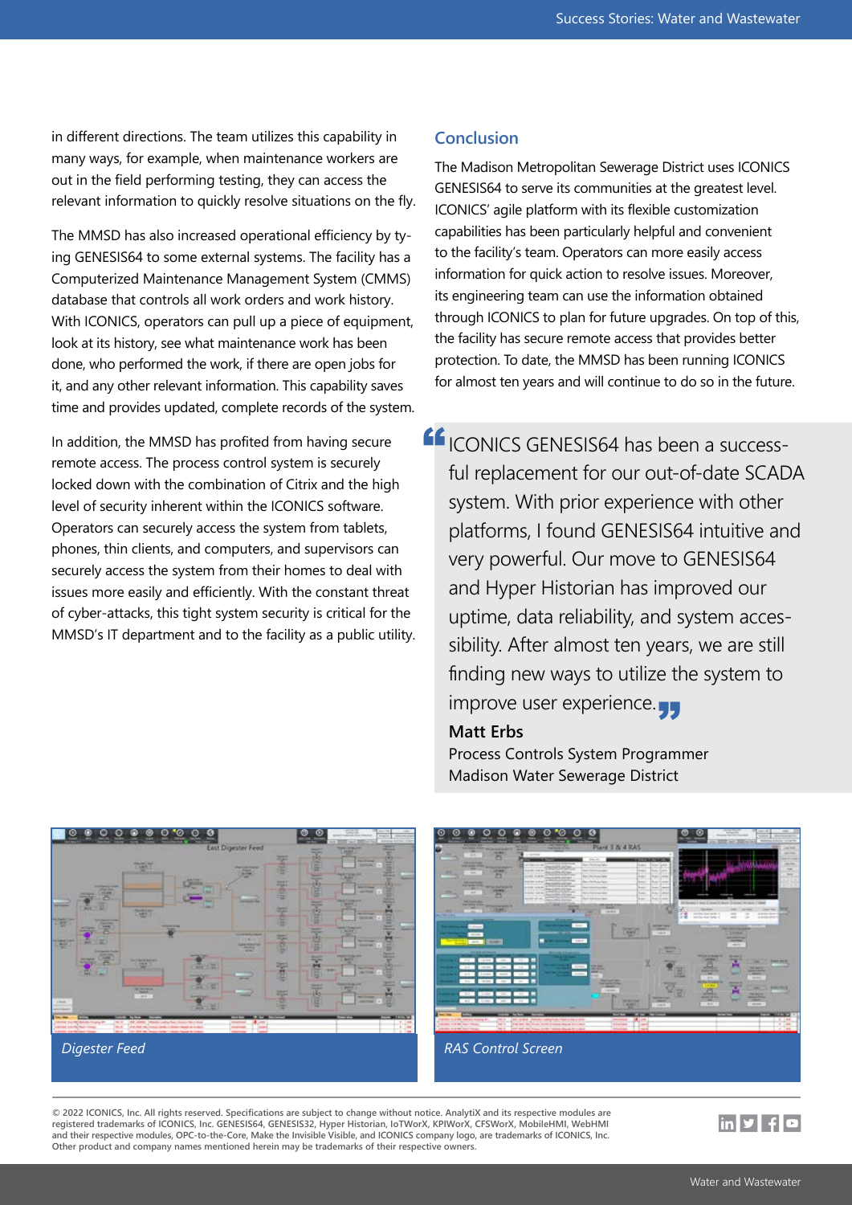in different directions. The team utilizes this capability in many ways, for example, when maintenance workers are out in the field performing testing, they can access the relevant information to quickly resolve situations on the fly.

The MMSD has also increased operational efficiency by tying GENESIS64 to some external systems. The facility has a Computerized Maintenance Management System (CMMS) database that controls all work orders and work history. With ICONICS, operators can pull up a piece of equipment, look at its history, see what maintenance work has been done, who performed the work, if there are open jobs for it, and any other relevant information. This capability saves time and provides updated, complete records of the system.

In addition, the MMSD has profited from having secure remote access. The process control system is securely locked down with the combination of Citrix and the high level of security inherent within the ICONICS software. Operators can securely access the system from tablets, phones, thin clients, and computers, and supervisors can securely access the system from their homes to deal with issues more easily and efficiently. With the constant threat of cyber-attacks, this tight system security is critical for the MMSD's IT department and to the facility as a public utility.

## Conclusion

The Madison Metropolitan Sewerage District uses ICONICS GENESIS64 to serve its communities at the greatest level. ICONICS' agile platform with its flexible customization capabilities has been particularly helpful and convenient to the facility's team. Operators can more easily access information for quick action to resolve issues. Moreover, its engineering team can use the information obtained through ICONICS to plan for future upgrades. On top of this, the facility has secure remote access that provides better protection. To date, the MMSD has been running ICONICS for almost ten years and will continue to do so in the future.

> "ICONICS GENESIS64 has been a successful replacement for our out-of-date SCADA system. With prior experience with other platforms, I found GENESIS64 intuitive and very powerful. Our move to GENESIS64 and Hyper Historian has improved our uptime, data reliability, and system accessibility. After almost ten years, we are still finding new ways to utilize the system to improve user experience."
>
> **Matt Erbs**
> Process Controls System Programmer
> Madison Water Sewerage District

*Digester Feed*

*RAS Control Screen*

© 2022 ICONICS, Inc. All rights reserved. Specifications are subject to change without notice. AnalytiX and its respective modules are registered trademarks of ICONICS, Inc. GENESIS64, GENESIS32, Hyper Historian, IoTWorX, KPIWorX, CFSWorX, MobileHMI, WebHMI and their respective modules, OPC-to-the-Core, Make the Invisible Visible, and ICONICS company logo, are trademarks of ICONICS, Inc. Other product and company names mentioned herein may be trademarks of their respective owners.